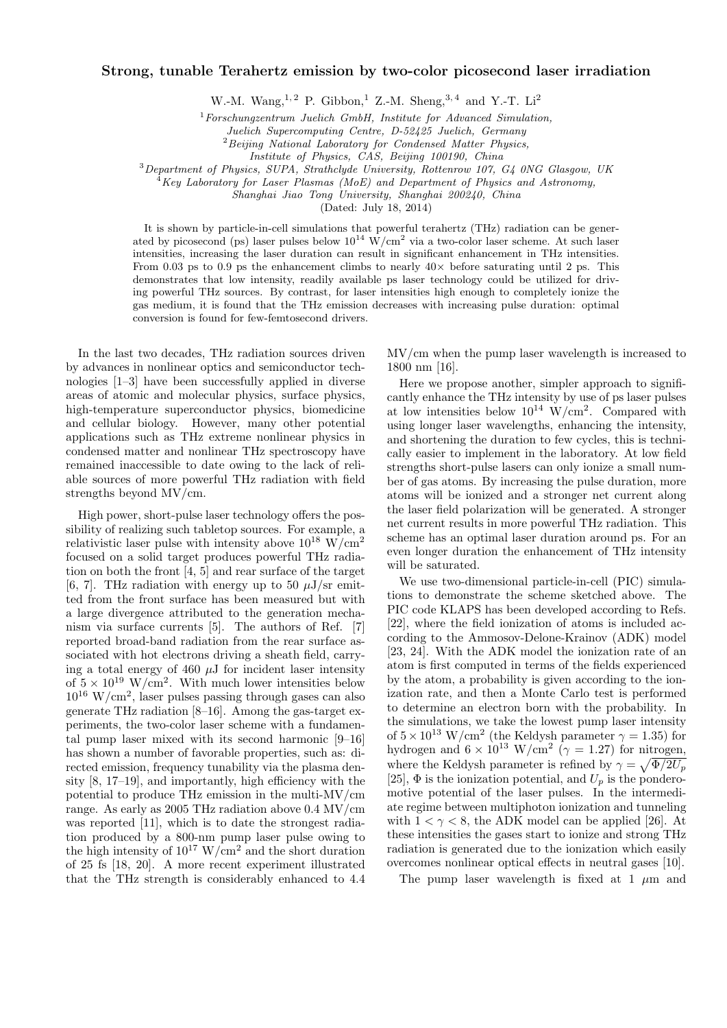# Strong, tunable Terahertz emission by two-color picosecond laser irradiation

W.-M. Wang,[1,2] P. Gibbon,[1] Z.-M. Sheng,[3,4] and Y.-T. Li[2]

[1] *Forschungszentrum Juelich GmbH, Institute for Advanced Simulation, Juelich Supercomputing Centre, D-52425 Juelich, Germany*
[2] *Beijing National Laboratory for Condensed Matter Physics, Institute of Physics, CAS, Beijing 100190, China*
[3] *Department of Physics, SUPA, Strathclyde University, Rottenrow 107, G4 0NG Glasgow, UK*
[4] *Key Laboratory for Laser Plasmas (MoE) and Department of Physics and Astronomy, Shanghai Jiao Tong University, Shanghai 200240, China*

(Dated: July 18, 2014)

It is shown by particle-in-cell simulations that powerful terahertz (THz) radiation can be generated by picosecond (ps) laser pulses below $10^{14}$ W/cm$^2$ via a two-color laser scheme. At such laser intensities, increasing the laser duration can result in significant enhancement in THz intensities. From 0.03 ps to 0.9 ps the enhancement climbs to nearly 40× before saturating until 2 ps. This demonstrates that low intensity, readily available ps laser technology could be utilized for driving powerful THz sources. By contrast, for laser intensities high enough to completely ionize the gas medium, it is found that the THz emission decreases with increasing pulse duration: optimal conversion is found for few-femtosecond drivers.

In the last two decades, THz radiation sources driven by advances in nonlinear optics and semiconductor technologies [1–3] have been successfully applied in diverse areas of atomic and molecular physics, surface physics, high-temperature superconductor physics, biomedicine and cellular biology. However, many other potential applications such as THz extreme nonlinear physics in condensed matter and nonlinear THz spectroscopy have remained inaccessible to date owing to the lack of reliable sources of more powerful THz radiation with field strengths beyond MV/cm.

High power, short-pulse laser technology offers the possibility of realizing such tabletop sources. For example, a relativistic laser pulse with intensity above $10^{18}$ W/cm$^2$ focused on a solid target produces powerful THz radiation on both the front [4, 5] and rear surface of the target [6, 7]. THz radiation with energy up to 50 $\mu$J/sr emitted from the front surface has been measured but with a large divergence attributed to the generation mechanism via surface currents [5]. The authors of Ref. [7] reported broad-band radiation from the rear surface associated with hot electrons driving a sheath field, carrying a total energy of 460 $\mu$J for incident laser intensity of $5 \times 10^{19}$ W/cm$^2$. With much lower intensities below $10^{16}$ W/cm$^2$, laser pulses passing through gases can also generate THz radiation [8–16]. Among the gas-target experiments, the two-color laser scheme with a fundamental pump laser mixed with its second harmonic [9–16] has shown a number of favorable properties, such as: directed emission, frequency tunability via the plasma density [8, 17–19], and importantly, high efficiency with the potential to produce THz emission in the multi-MV/cm range. As early as 2005 THz radiation above 0.4 MV/cm was reported [11], which is to date the strongest radiation produced by a 800-nm pump laser pulse owing to the high intensity of $10^{17}$ W/cm$^2$ and the short duration of 25 fs [18, 20]. A more recent experiment illustrated that the THz strength is considerably enhanced to 4.4 MV/cm when the pump laser wavelength is increased to 1800 nm [16].

Here we propose another, simpler approach to significantly enhance the THz intensity by use of ps laser pulses at low intensities below $10^{14}$ W/cm$^2$. Compared with using longer laser wavelengths, enhancing the intensity, and shortening the duration to few cycles, this is technically easier to implement in the laboratory. At low field strengths short-pulse lasers can only ionize a small number of gas atoms. By increasing the pulse duration, more atoms will be ionized and a stronger net current along the laser field polarization will be generated. A stronger net current results in more powerful THz radiation. This scheme has an optimal laser duration around ps. For an even longer duration the enhancement of THz intensity will be saturated.

We use two-dimensional particle-in-cell (PIC) simulations to demonstrate the scheme sketched above. The PIC code KLAPS has been developed according to Refs. [22], where the field ionization of atoms is included according to the Ammosov-Delone-Krainov (ADK) model [23, 24]. With the ADK model the ionization rate of an atom is first computed in terms of the fields experienced by the atom, a probability is given according to the ionization rate, and then a Monte Carlo test is performed to determine an electron born with the probability. In the simulations, we take the lowest pump laser intensity of $5 \times 10^{13}$ W/cm$^2$ (the Keldysh parameter $\gamma = 1.35$) for hydrogen and $6 \times 10^{13}$ W/cm$^2$ ($\gamma = 1.27$) for nitrogen, where the Keldysh parameter is refined by $\gamma = \sqrt{\Phi/2U_p}$ [25], $\Phi$ is the ionization potential, and $U_p$ is the ponderomotive potential of the laser pulses. In the intermediate regime between multiphoton ionization and tunneling with $1 < \gamma < 8$, the ADK model can be applied [26]. At these intensities the gases start to ionize and strong THz radiation is generated due to the ionization which easily overcomes nonlinear optical effects in neutral gases [10].

The pump laser wavelength is fixed at 1 $\mu$m and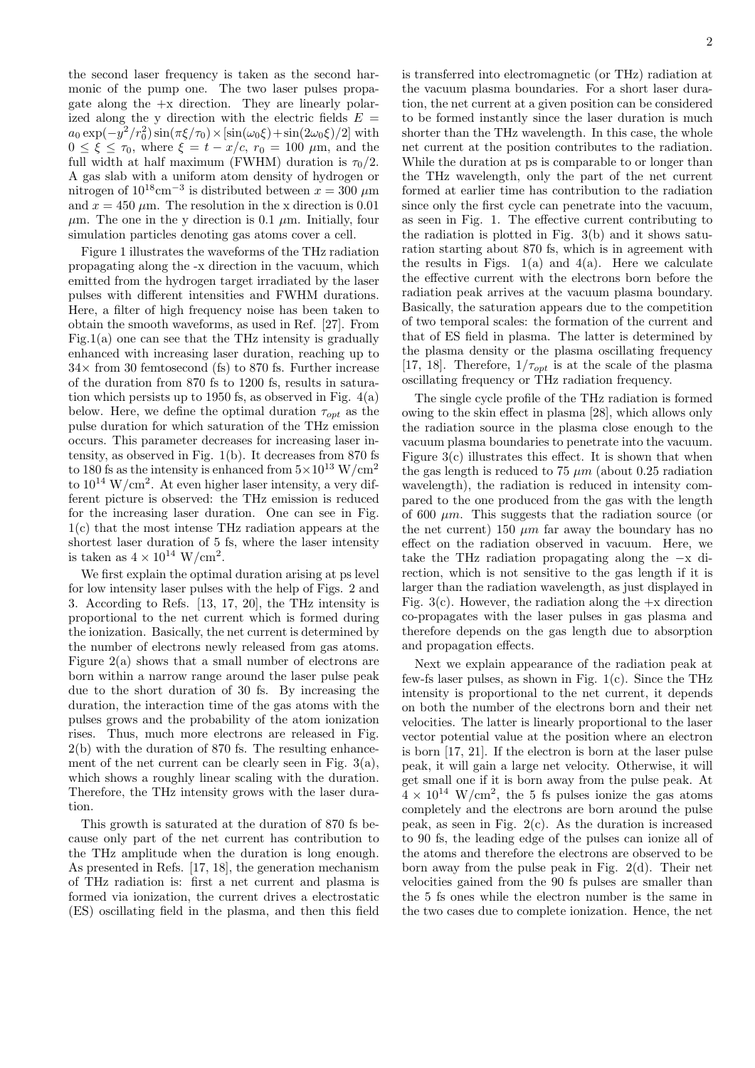the second laser frequency is taken as the second harmonic of the pump one. The two laser pulses propagate along the +x direction. They are linearly polarized along the y direction with the electric fields $E = a_0 \exp(-y^2/r_0^2) \sin(\pi\xi/\tau_0) \times [\sin(\omega_0\xi) + \sin(2\omega_0\xi)/2]$ with $0 \le \xi \le \tau_0$, where $\xi = t - x/c$, $r_0 = 100$ $\mu$m, and the full width at half maximum (FWHM) duration is $\tau_0/2$. A gas slab with a uniform atom density of hydrogen or nitrogen of $10^{18}$cm$^{-3}$ is distributed between $x = 300$ $\mu$m and $x = 450$ $\mu$m. The resolution in the x direction is 0.01 $\mu$m. The one in the y direction is 0.1 $\mu$m. Initially, four simulation particles denoting gas atoms cover a cell.

Figure 1 illustrates the waveforms of the THz radiation propagating along the -x direction in the vacuum, which emitted from the hydrogen target irradiated by the laser pulses with different intensities and FWHM durations. Here, a filter of high frequency noise has been taken to obtain the smooth waveforms, as used in Ref. [27]. From Fig.1(a) one can see that the THz intensity is gradually enhanced with increasing laser duration, reaching up to 34× from 30 femtosecond (fs) to 870 fs. Further increase of the duration from 870 fs to 1200 fs, results in saturation which persists up to 1950 fs, as observed in Fig. 4(a) below. Here, we define the optimal duration $\tau_{opt}$ as the pulse duration for which saturation of the THz emission occurs. This parameter decreases for increasing laser intensity, as observed in Fig. 1(b). It decreases from 870 fs to 180 fs as the intensity is enhanced from $5 \times 10^{13}$ W/cm$^2$ to $10^{14}$ W/cm$^2$. At even higher laser intensity, a very different picture is observed: the THz emission is reduced for the increasing laser duration. One can see in Fig. 1(c) that the most intense THz radiation appears at the shortest laser duration of 5 fs, where the laser intensity is taken as $4 \times 10^{14}$ W/cm$^2$.

We first explain the optimal duration arising at ps level for low intensity laser pulses with the help of Figs. 2 and 3. According to Refs. [13, 17, 20], the THz intensity is proportional to the net current which is formed during the ionization. Basically, the net current is determined by the number of electrons newly released from gas atoms. Figure 2(a) shows that a small number of electrons are born within a narrow range around the laser pulse peak due to the short duration of 30 fs. By increasing the duration, the interaction time of the gas atoms with the pulses grows and the probability of the atom ionization rises. Thus, much more electrons are released in Fig. 2(b) with the duration of 870 fs. The resulting enhancement of the net current can be clearly seen in Fig. 3(a), which shows a roughly linear scaling with the duration. Therefore, the THz intensity grows with the laser duration.

This growth is saturated at the duration of 870 fs because only part of the net current has contribution to the THz amplitude when the duration is long enough. As presented in Refs. [17, 18], the generation mechanism of THz radiation is: first a net current and plasma is formed via ionization, the current drives a electrostatic (ES) oscillating field in the plasma, and then this field is transferred into electromagnetic (or THz) radiation at the vacuum plasma boundaries. For a short laser duration, the net current at a given position can be considered to be formed instantly since the laser duration is much shorter than the THz wavelength. In this case, the whole net current at the position contributes to the radiation. While the duration at ps is comparable to or longer than the THz wavelength, only the part of the net current formed at earlier time has contribution to the radiation since only the first cycle can penetrate into the vacuum, as seen in Fig. 1. The effective current contributing to the radiation is plotted in Fig. 3(b) and it shows saturation starting about 870 fs, which is in agreement with the results in Figs. 1(a) and 4(a). Here we calculate the effective current with the electrons born before the radiation peak arrives at the vacuum plasma boundary. Basically, the saturation appears due to the competition of two temporal scales: the formation of the current and that of ES field in plasma. The latter is determined by the plasma density or the plasma oscillating frequency [17, 18]. Therefore, $1/\tau_{opt}$ is at the scale of the plasma oscillating frequency or THz radiation frequency.

The single cycle profile of the THz radiation is formed owing to the skin effect in plasma [28], which allows only the radiation source in the plasma close enough to the vacuum plasma boundaries to penetrate into the vacuum. Figure 3(c) illustrates this effect. It is shown that when the gas length is reduced to 75 $\mu m$ (about 0.25 radiation wavelength), the radiation is reduced in intensity compared to the one produced from the gas with the length of 600 $\mu m$. This suggests that the radiation source (or the net current) 150 $\mu m$ far away the boundary has no effect on the radiation observed in vacuum. Here, we take the THz radiation propagating along the $-$x direction, which is not sensitive to the gas length if it is larger than the radiation wavelength, as just displayed in Fig. 3(c). However, the radiation along the +x direction co-propagates with the laser pulses in gas plasma and therefore depends on the gas length due to absorption and propagation effects.

Next we explain appearance of the radiation peak at few-fs laser pulses, as shown in Fig. 1(c). Since the THz intensity is proportional to the net current, it depends on both the number of the electrons born and their net velocities. The latter is linearly proportional to the laser vector potential value at the position where an electron is born [17, 21]. If the electron is born at the laser pulse peak, it will gain a large net velocity. Otherwise, it will get small one if it is born away from the pulse peak. At $4 \times 10^{14}$ W/cm$^2$, the 5 fs pulses ionize the gas atoms completely and the electrons are born around the pulse peak, as seen in Fig. 2(c). As the duration is increased to 90 fs, the leading edge of the pulses can ionize all of the atoms and therefore the electrons are observed to be born away from the pulse peak in Fig. 2(d). Their net velocities gained from the 90 fs pulses are smaller than the 5 fs ones while the electron number is the same in the two cases due to complete ionization. Hence, the net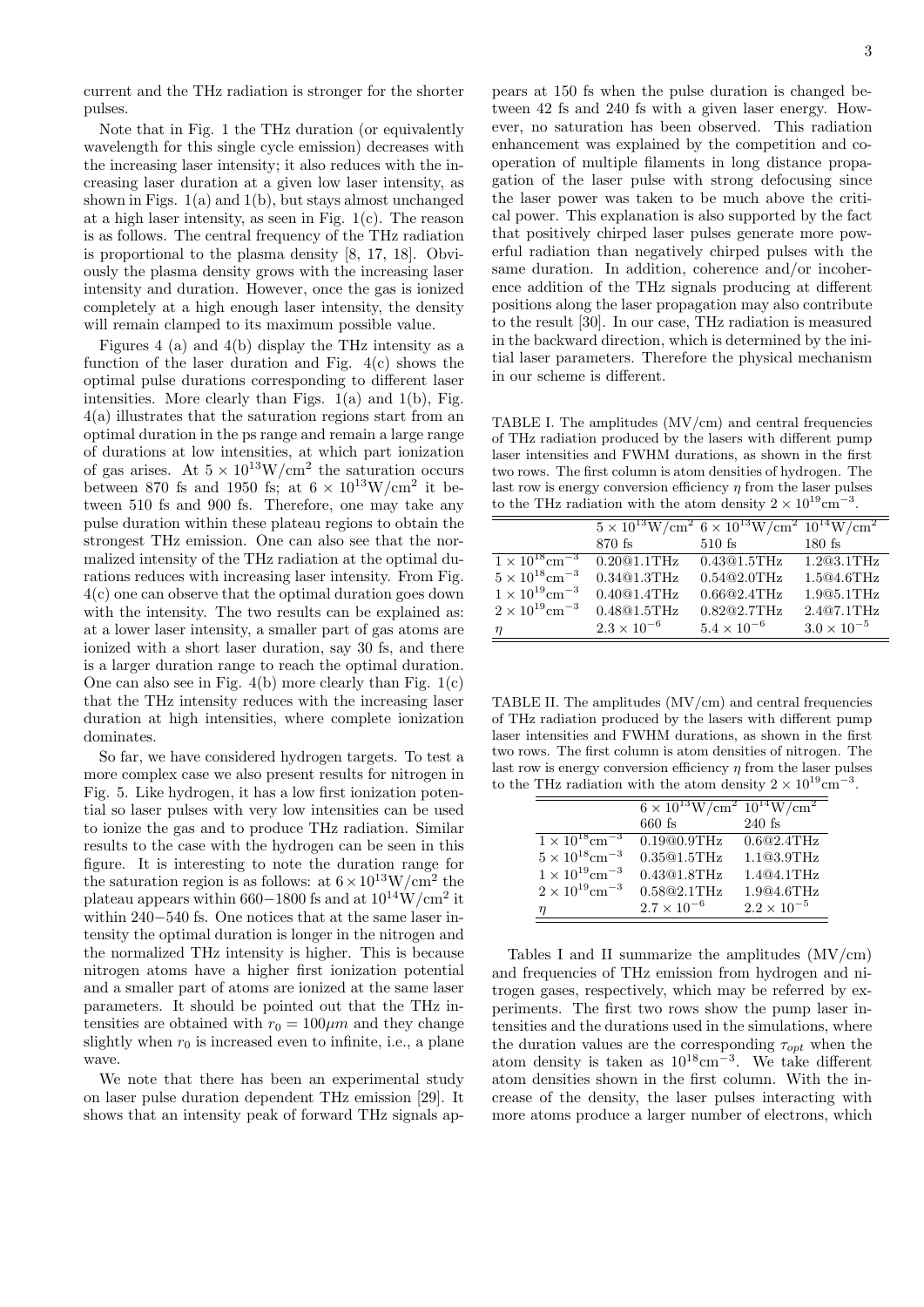current and the THz radiation is stronger for the shorter pulses.

Note that in Fig. 1 the THz duration (or equivalently wavelength for this single cycle emission) decreases with the increasing laser intensity; it also reduces with the increasing laser duration at a given low laser intensity, as shown in Figs. 1(a) and 1(b), but stays almost unchanged at a high laser intensity, as seen in Fig. 1(c). The reason is as follows. The central frequency of the THz radiation is proportional to the plasma density [8, 17, 18]. Obviously the plasma density grows with the increasing laser intensity and duration. However, once the gas is ionized completely at a high enough laser intensity, the density will remain clamped to its maximum possible value.

Figures 4 (a) and 4(b) display the THz intensity as a function of the laser duration and Fig. 4(c) shows the optimal pulse durations corresponding to different laser intensities. More clearly than Figs. 1(a) and 1(b), Fig. 4(a) illustrates that the saturation regions start from an optimal duration in the ps range and remain a large range of durations at low intensities, at which part ionization of gas arises. At $5 \times 10^{13}\text{W/cm}^2$ the saturation occurs between 870 fs and 1950 fs; at $6 \times 10^{13}\text{W/cm}^2$ it between 510 fs and 900 fs. Therefore, one may take any pulse duration within these plateau regions to obtain the strongest THz emission. One can also see that the normalized intensity of the THz radiation at the optimal durations reduces with increasing laser intensity. From Fig. 4(c) one can observe that the optimal duration goes down with the intensity. The two results can be explained as: at a lower laser intensity, a smaller part of gas atoms are ionized with a short laser duration, say 30 fs, and there is a larger duration range to reach the optimal duration. One can also see in Fig. 4(b) more clearly than Fig. 1(c) that the THz intensity reduces with the increasing laser duration at high intensities, where complete ionization dominates.

So far, we have considered hydrogen targets. To test a more complex case we also present results for nitrogen in Fig. 5. Like hydrogen, it has a low first ionization potential so laser pulses with very low intensities can be used to ionize the gas and to produce THz radiation. Similar results to the case with the hydrogen can be seen in this figure. It is interesting to note the duration range for the saturation region is as follows: at $6\times10^{13}\text{W/cm}^2$ the plateau appears within 660−1800 fs and at $10^{14}\text{W/cm}^2$ it within 240−540 fs. One notices that at the same laser intensity the optimal duration is longer in the nitrogen and the normalized THz intensity is higher. This is because nitrogen atoms have a higher first ionization potential and a smaller part of atoms are ionized at the same laser parameters. It should be pointed out that the THz intensities are obtained with $r_0 = 100\mu m$ and they change slightly when $r_0$ is increased even to infinite, i.e., a plane wave.

We note that there has been an experimental study on laser pulse duration dependent THz emission [29]. It shows that an intensity peak of forward THz signals appears at 150 fs when the pulse duration is changed between 42 fs and 240 fs with a given laser energy. However, no saturation has been observed. This radiation enhancement was explained by the competition and cooperation of multiple filaments in long distance propagation of the laser pulse with strong defocusing since the laser power was taken to be much above the critical power. This explanation is also supported by the fact that positively chirped laser pulses generate more powerful radiation than negatively chirped pulses with the same duration. In addition, coherence and/or incoherence addition of the THz signals producing at different positions along the laser propagation may also contribute to the result [30]. In our case, THz radiation is measured in the backward direction, which is determined by the initial laser parameters. Therefore the physical mechanism in our scheme is different.

TABLE I. The amplitudes (MV/cm) and central frequencies of THz radiation produced by the lasers with different pump laser intensities and FWHM durations, as shown in the first two rows. The first column is atom densities of hydrogen. The last row is energy conversion efficiency $\eta$ from the laser pulses to the THz radiation with the atom density $2 \times 10^{19}\text{cm}^{-3}$.

| | $5 \times 10^{13}\text{W/cm}^2$ | $6 \times 10^{13}\text{W/cm}^2$ | $10^{14}\text{W/cm}^2$ |
|---|---|---|---|
| | 870 fs | 510 fs | 180 fs |
| $1 \times 10^{18}\text{cm}^{-3}$ | 0.20@1.1THz | 0.43@1.5THz | 1.2@3.1THz |
| $5 \times 10^{18}\text{cm}^{-3}$ | 0.34@1.3THz | 0.54@2.0THz | 1.5@4.6THz |
| $1 \times 10^{19}\text{cm}^{-3}$ | 0.40@1.4THz | 0.66@2.4THz | 1.9@5.1THz |
| $2 \times 10^{19}\text{cm}^{-3}$ | 0.48@1.5THz | 0.82@2.7THz | 2.4@7.1THz |
| $\eta$ | $2.3 \times 10^{-6}$ | $5.4 \times 10^{-6}$ | $3.0 \times 10^{-5}$ |

TABLE II. The amplitudes (MV/cm) and central frequencies of THz radiation produced by the lasers with different pump laser intensities and FWHM durations, as shown in the first two rows. The first column is atom densities of nitrogen. The last row is energy conversion efficiency $\eta$ from the laser pulses to the THz radiation with the atom density $2 \times 10^{19}\text{cm}^{-3}$.

| | $6 \times 10^{13}\text{W/cm}^2$ | $10^{14}\text{W/cm}^2$ |
|---|---|---|
| | 660 fs | 240 fs |
| $1 \times 10^{18}\text{cm}^{-3}$ | 0.19@0.9THz | 0.6@2.4THz |
| $5 \times 10^{18}\text{cm}^{-3}$ | 0.35@1.5THz | 1.1@3.9THz |
| $1 \times 10^{19}\text{cm}^{-3}$ | 0.43@1.8THz | 1.4@4.1THz |
| $2 \times 10^{19}\text{cm}^{-3}$ | 0.58@2.1THz | 1.9@4.6THz |
| $\eta$ | $2.7 \times 10^{-6}$ | $2.2 \times 10^{-5}$ |

Tables I and II summarize the amplitudes (MV/cm) and frequencies of THz emission from hydrogen and nitrogen gases, respectively, which may be referred by experiments. The first two rows show the pump laser intensities and the durations used in the simulations, where the duration values are the corresponding $\tau_{opt}$ when the atom density is taken as $10^{18}\text{cm}^{-3}$. We take different atom densities shown in the first column. With the increase of the density, the laser pulses interacting with more atoms produce a larger number of electrons, which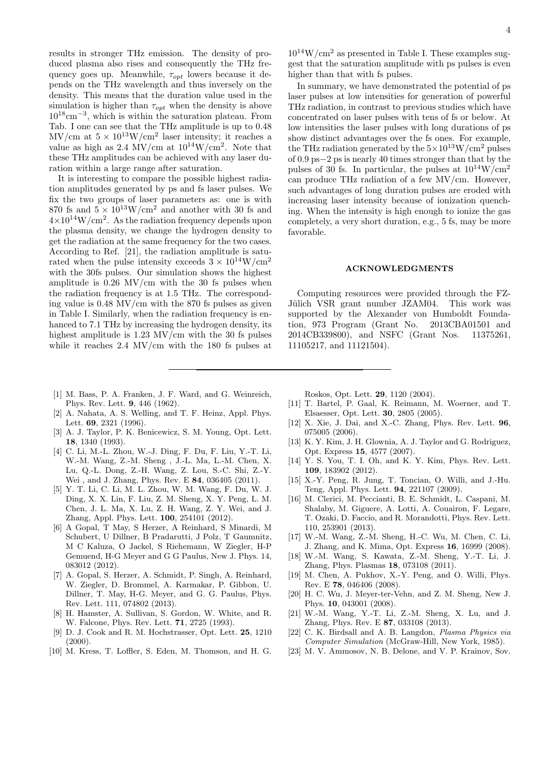results in stronger THz emission. The density of produced plasma also rises and consequently the THz frequency goes up. Meanwhile, $\tau_{opt}$ lowers because it depends on the THz wavelength and thus inversely on the density. This means that the duration value used in the simulation is higher than $\tau_{opt}$ when the density is above $10^{18}\mathrm{cm}^{-3}$, which is within the saturation plateau. From Tab. I one can see that the THz amplitude is up to 0.48 MV/cm at $5\times10^{13}\mathrm{W/cm^2}$ laser intensity; it reaches a value as high as 2.4 MV/cm at $10^{14}\mathrm{W/cm^2}$. Note that these THz amplitudes can be achieved with any laser duration within a large range after saturation.

It is interesting to compare the possible highest radiation amplitudes generated by ps and fs laser pulses. We fix the two groups of laser parameters as: one is with 870 fs and $5\times10^{13}\mathrm{W/cm^2}$ and another with 30 fs and $4\times10^{14}\mathrm{W/cm^2}$. As the radiation frequency depends upon the plasma density, we change the hydrogen density to get the radiation at the same frequency for the two cases. According to Ref. [21], the radiation amplitude is saturated when the pulse intensity exceeds $3\times10^{14}\mathrm{W/cm^2}$ with the 30fs pulses. Our simulation shows the highest amplitude is 0.26 MV/cm with the 30 fs pulses when the radiation frequency is at 1.5 THz. The corresponding value is 0.48 MV/cm with the 870 fs pulses as given in Table I. Similarly, when the radiation frequency is enhanced to 7.1 THz by increasing the hydrogen density, its highest amplitude is 1.23 MV/cm with the 30 fs pulses while it reaches 2.4 MV/cm with the 180 fs pulses at $10^{14}\mathrm{W/cm^2}$ as presented in Table I. These examples suggest that the saturation amplitude with ps pulses is even higher than that with fs pulses.

In summary, we have demonstrated the potential of ps laser pulses at low intensities for generation of powerful THz radiation, in contrast to previous studies which have concentrated on laser pulses with tens of fs or below. At low intensities the laser pulses with long durations of ps show distinct advantages over the fs ones. For example, the THz radiation generated by the $5\times10^{13}\mathrm{W/cm^2}$ pulses of 0.9 ps−2 ps is nearly 40 times stronger than that by the pulses of 30 fs. In particular, the pulses at $10^{14}\mathrm{W/cm^2}$ can produce THz radiation of a few MV/cm. However, such advantages of long duration pulses are eroded with increasing laser intensity because of ionization quenching. When the intensity is high enough to ionize the gas completely, a very short duration, e.g., 5 fs, may be more favorable.

## ACKNOWLEDGMENTS

Computing resources were provided through the FZ-Jülich VSR grant number JZAM04. This work was supported by the Alexander von Humboldt Foundation, 973 Program (Grant No. 2013CBA01501 and 2014CB339800), and NSFC (Grant Nos. 11375261, 11105217, and 11121504).

---

[1] M. Bass, P. A. Franken, J. F. Ward, and G. Weinreich, Phys. Rev. Lett. **9**, 446 (1962).

[2] A. Nahata, A. S. Welling, and T. F. Heinz, Appl. Phys. Lett. **69**, 2321 (1996).

[3] A. J. Taylor, P. K. Benicewicz, S. M. Young, Opt. Lett. **18**, 1340 (1993).

[4] C. Li, M.-L. Zhou, W.-J. Ding, F. Du, F. Liu, Y.-T. Li, W.-M. Wang, Z.-M. Sheng , J.-L. Ma, L.-M. Chen, X. Lu, Q.-L. Dong, Z.-H. Wang, Z. Lou, S.-C. Shi, Z.-Y. Wei , and J. Zhang, Phys. Rev. E **84**, 036405 (2011).

[5] Y. T. Li, C. Li, M. L. Zhou, W. M. Wang, F. Du, W. J. Ding, X. X. Lin, F. Liu, Z. M. Sheng, X. Y. Peng, L. M. Chen, J. L. Ma, X. Lu, Z. H. Wang, Z. Y. Wei, and J. Zhang, Appl. Phys. Lett. **100**, 254101 (2012).

[6] A Gopal, T May, S Herzer, A Reinhard, S Minardi, M Schubert, U Dillner, B Pradarutti, J Polz, T Gaumnitz, M C Kaluza, O Jackel, S Riehemann, W Ziegler, H-P Gemuend, H-G Meyer and G G Paulus, New J. Phys. 14, 083012 (2012).

[7] A. Gopal, S. Herzer, A. Schmidt, P. Singh, A. Reinhard, W. Ziegler, D. Brommel, A. Karmakar, P. Gibbon, U. Dillner, T. May, H-G. Meyer, and G. G. Paulus, Phys. Rev. Lett. 111, 074802 (2013).

[8] H. Hamster, A. Sullivan, S. Gordon, W. White, and R. W. Falcone, Phys. Rev. Lett. **71**, 2725 (1993).

[9] D. J. Cook and R. M. Hochstrasser, Opt. Lett. **25**, 1210 (2000).

[10] M. Kress, T. Loffler, S. Eden, M. Thomson, and H. G. Roskos, Opt. Lett. **29**, 1120 (2004).

[11] T. Bartel, P. Gaal, K. Reimann, M. Woerner, and T. Elsaesser, Opt. Lett. **30**, 2805 (2005).

[12] X. Xie, J. Dai, and X.-C. Zhang, Phys. Rev. Lett. **96**, 075005 (2006).

[13] K. Y. Kim, J. H. Glownia, A. J. Taylor and G. Rodriguez, Opt. Express **15**, 4577 (2007).

[14] Y. S. You, T. I. Oh, and K. Y. Kim, Phys. Rev. Lett. **109**, 183902 (2012).

[15] X.-Y. Peng, R. Jung, T. Toncian, O. Willi, and J.-Hu. Teng, Appl. Phys. Lett. **94**, 221107 (2009).

[16] M. Clerici, M. Peccianti, B. E. Schmidt, L. Caspani, M. Shalaby, M. Giguere, A. Lotti, A. Couairon, F. Legare, T. Ozaki, D. Faccio, and R. Morandotti, Phys. Rev. Lett. 110, 253901 (2013).

[17] W.-M. Wang, Z.-M. Sheng, H.-C. Wu, M. Chen, C. Li, J. Zhang, and K. Mima, Opt. Express **16**, 16999 (2008).

[18] W.-M. Wang, S. Kawata, Z.-M. Sheng, Y.-T. Li, J. Zhang, Phys. Plasmas **18**, 073108 (2011).

[19] M. Chen, A. Pukhov, X.-Y. Peng, and O. Willi, Phys. Rev. E **78**, 046406 (2008).

[20] H. C. Wu, J. Meyer-ter-Vehn, and Z. M. Sheng, New J. Phys. **10**, 043001 (2008).

[21] W.-M. Wang, Y.-T. Li, Z.-M. Sheng, X. Lu, and J. Zhang, Phys. Rev. E **87**, 033108 (2013).

[22] C. K. Birdsall and A. B. Langdon, *Plasma Physics via Computer Simulation* (McGraw-Hill, New York, 1985).

[23] M. V. Ammosov, N. B. Delone, and V. P. Krainov, Sov.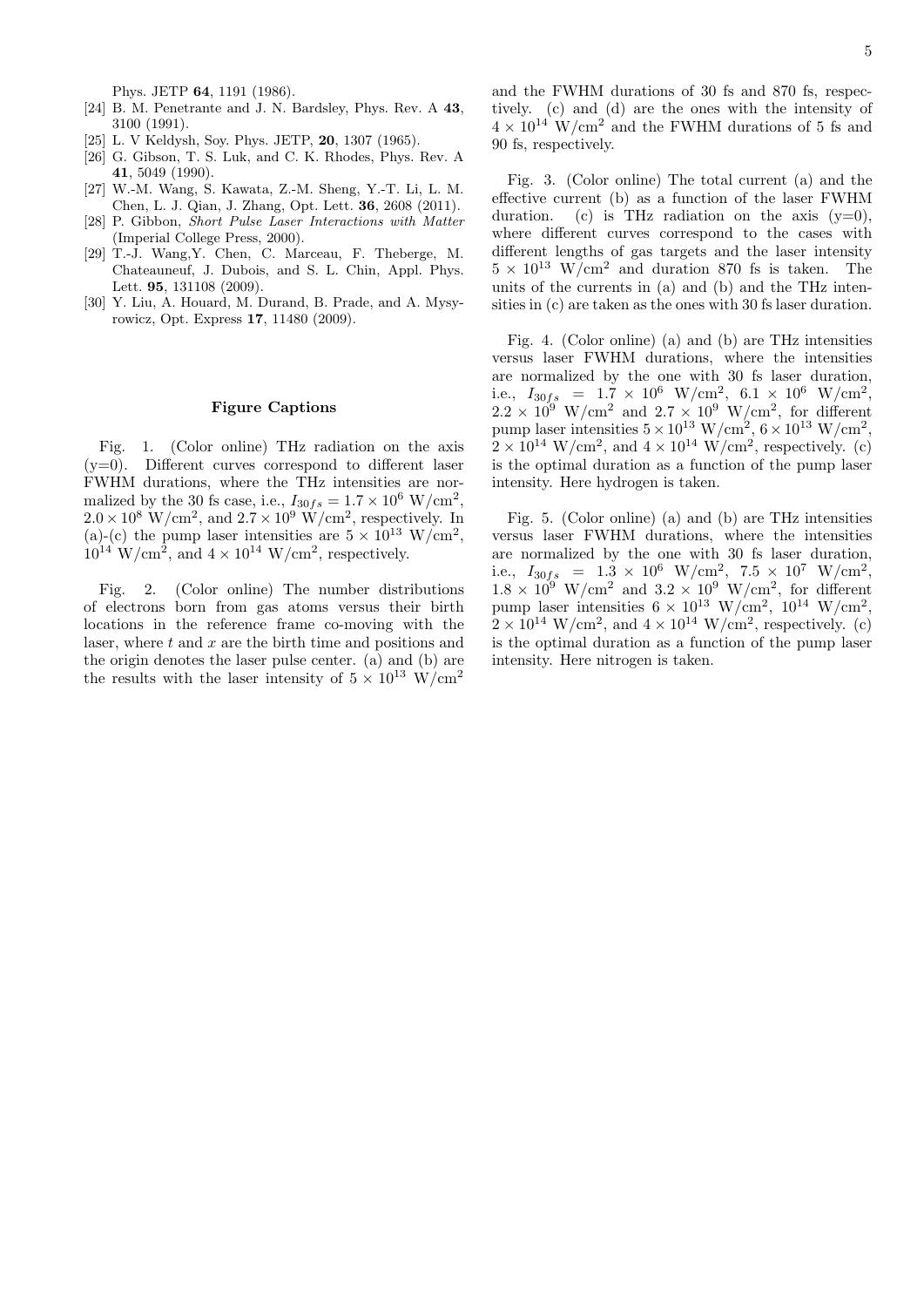Phys. JETP **64**, 1191 (1986).

[24] B. M. Penetrante and J. N. Bardsley, Phys. Rev. A **43**, 3100 (1991).

[25] L. V Keldysh, Soy. Phys. JETP, **20**, 1307 (1965).

[26] G. Gibson, T. S. Luk, and C. K. Rhodes, Phys. Rev. A **41**, 5049 (1990).

[27] W.-M. Wang, S. Kawata, Z.-M. Sheng, Y.-T. Li, L. M. Chen, L. J. Qian, J. Zhang, Opt. Lett. **36**, 2608 (2011).

[28] P. Gibbon, *Short Pulse Laser Interactions with Matter* (Imperial College Press, 2000).

[29] T.-J. Wang,Y. Chen, C. Marceau, F. Theberge, M. Chateauneuf, J. Dubois, and S. L. Chin, Appl. Phys. Lett. **95**, 131108 (2009).

[30] Y. Liu, A. Houard, M. Durand, B. Prade, and A. Mysyrowicz, Opt. Express **17**, 11480 (2009).

## Figure Captions

Fig. 1. (Color online) THz radiation on the axis (y=0). Different curves correspond to different laser FWHM durations, where the THz intensities are normalized by the 30 fs case, i.e., $I_{30fs} = 1.7 \times 10^6$ W/cm$^2$, $2.0 \times 10^8$ W/cm$^2$, and $2.7 \times 10^9$ W/cm$^2$, respectively. In (a)-(c) the pump laser intensities are $5 \times 10^{13}$ W/cm$^2$, $10^{14}$ W/cm$^2$, and $4 \times 10^{14}$ W/cm$^2$, respectively.

Fig. 2. (Color online) The number distributions of electrons born from gas atoms versus their birth locations in the reference frame co-moving with the laser, where $t$ and $x$ are the birth time and positions and the origin denotes the laser pulse center. (a) and (b) are the results with the laser intensity of $5 \times 10^{13}$ W/cm$^2$ and the FWHM durations of 30 fs and 870 fs, respectively. (c) and (d) are the ones with the intensity of $4 \times 10^{14}$ W/cm$^2$ and the FWHM durations of 5 fs and 90 fs, respectively.

Fig. 3. (Color online) The total current (a) and the effective current (b) as a function of the laser FWHM duration. (c) is THz radiation on the axis (y=0), where different curves correspond to the cases with different lengths of gas targets and the laser intensity $5 \times 10^{13}$ W/cm$^2$ and duration 870 fs is taken. The units of the currents in (a) and (b) and the THz intensities in (c) are taken as the ones with 30 fs laser duration.

Fig. 4. (Color online) (a) and (b) are THz intensities versus laser FWHM durations, where the intensities are normalized by the one with 30 fs laser duration, i.e., $I_{30fs} = 1.7 \times 10^6$ W/cm$^2$, $6.1 \times 10^6$ W/cm$^2$, $2.2 \times 10^9$ W/cm$^2$ and $2.7 \times 10^9$ W/cm$^2$, for different pump laser intensities $5 \times 10^{13}$ W/cm$^2$, $6 \times 10^{13}$ W/cm$^2$, $2 \times 10^{14}$ W/cm$^2$, and $4 \times 10^{14}$ W/cm$^2$, respectively. (c) is the optimal duration as a function of the pump laser intensity. Here hydrogen is taken.

Fig. 5. (Color online) (a) and (b) are THz intensities versus laser FWHM durations, where the intensities are normalized by the one with 30 fs laser duration, i.e., $I_{30fs} = 1.3 \times 10^6$ W/cm$^2$, $7.5 \times 10^7$ W/cm$^2$, $1.8 \times 10^9$ W/cm$^2$ and $3.2 \times 10^9$ W/cm$^2$, for different pump laser intensities $6 \times 10^{13}$ W/cm$^2$, $10^{14}$ W/cm$^2$, $2 \times 10^{14}$ W/cm$^2$, and $4 \times 10^{14}$ W/cm$^2$, respectively. (c) is the optimal duration as a function of the pump laser intensity. Here nitrogen is taken.